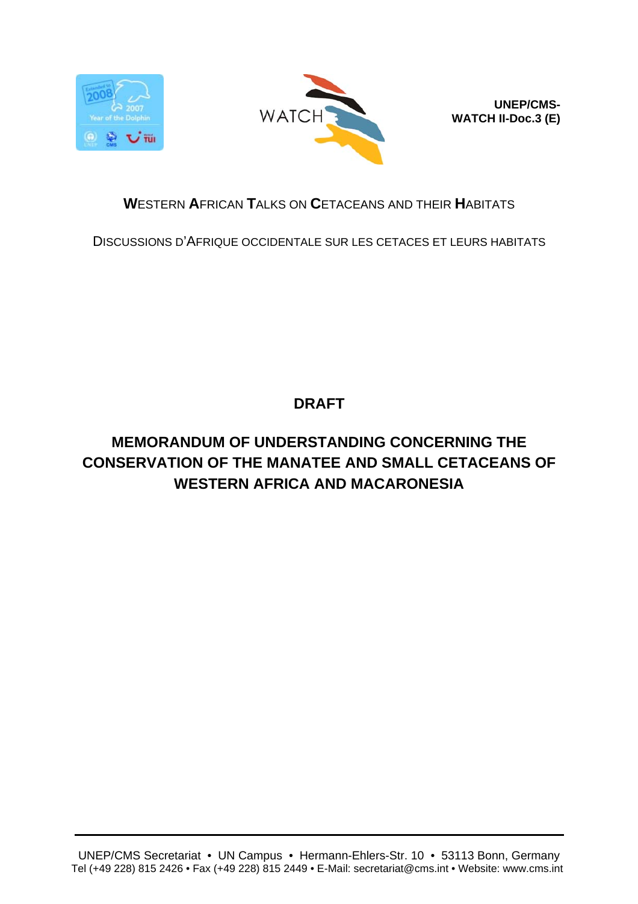**UNEP/CMS-WATCH II-Doc.3 (E)**

**W**ESTERN **A**FRICAN **T**ALKS ON **C**ETACEANS AND THEIR **H**ABITATS

DISCUSSIONS D'AFRIQUE OCCIDENTALE SUR LES CETACES ET LEURS HABITATS

# DRAFT

# MEMORANDUM OF UNDERSTANDING CONCERNING THE CONSERVATION OF THE MANATEE AND SMALL CETACEANS OF WESTERN AFRICA AND MACARONESIA

UNEP/CMS Secretariat • UN Campus • Hermann-Ehlers-Str. 10 • 53113 Bonn, Germany
Tel (+49 228) 815 2426 • Fax (+49 228) 815 2449 • E-Mail: secretariat@cms.int • Website: www.cms.int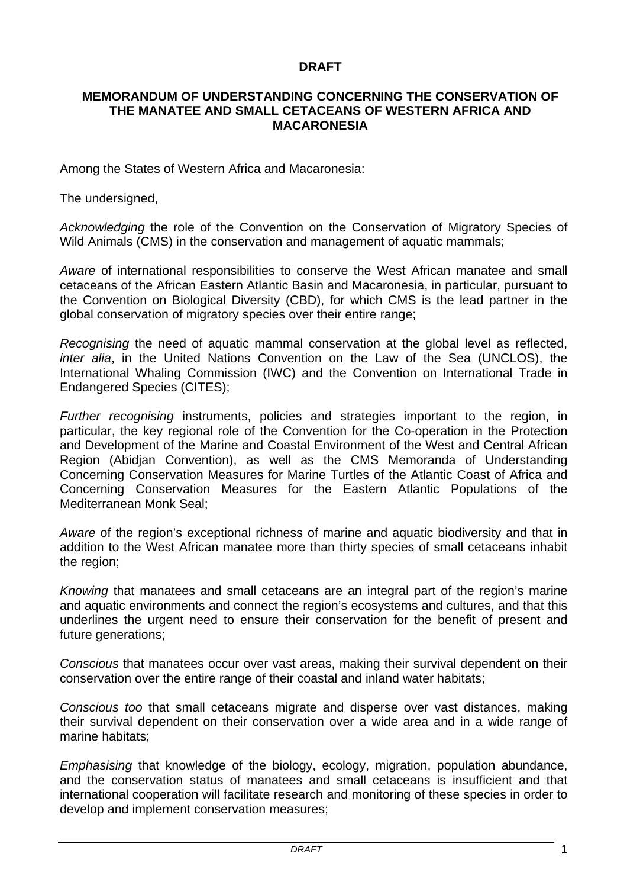**DRAFT**

**MEMORANDUM OF UNDERSTANDING CONCERNING THE CONSERVATION OF THE MANATEE AND SMALL CETACEANS OF WESTERN AFRICA AND MACARONESIA**

Among the States of Western Africa and Macaronesia:

The undersigned,

*Acknowledging* the role of the Convention on the Conservation of Migratory Species of Wild Animals (CMS) in the conservation and management of aquatic mammals;

*Aware* of international responsibilities to conserve the West African manatee and small cetaceans of the African Eastern Atlantic Basin and Macaronesia, in particular, pursuant to the Convention on Biological Diversity (CBD), for which CMS is the lead partner in the global conservation of migratory species over their entire range;

*Recognising* the need of aquatic mammal conservation at the global level as reflected, *inter alia*, in the United Nations Convention on the Law of the Sea (UNCLOS), the International Whaling Commission (IWC) and the Convention on International Trade in Endangered Species (CITES);

*Further recognising* instruments, policies and strategies important to the region, in particular, the key regional role of the Convention for the Co-operation in the Protection and Development of the Marine and Coastal Environment of the West and Central African Region (Abidjan Convention), as well as the CMS Memoranda of Understanding Concerning Conservation Measures for Marine Turtles of the Atlantic Coast of Africa and Concerning Conservation Measures for the Eastern Atlantic Populations of the Mediterranean Monk Seal;

*Aware* of the region's exceptional richness of marine and aquatic biodiversity and that in addition to the West African manatee more than thirty species of small cetaceans inhabit the region;

*Knowing* that manatees and small cetaceans are an integral part of the region's marine and aquatic environments and connect the region's ecosystems and cultures, and that this underlines the urgent need to ensure their conservation for the benefit of present and future generations;

*Conscious* that manatees occur over vast areas, making their survival dependent on their conservation over the entire range of their coastal and inland water habitats;

*Conscious too* that small cetaceans migrate and disperse over vast distances, making their survival dependent on their conservation over a wide area and in a wide range of marine habitats;

*Emphasising* that knowledge of the biology, ecology, migration, population abundance, and the conservation status of manatees and small cetaceans is insufficient and that international cooperation will facilitate research and monitoring of these species in order to develop and implement conservation measures;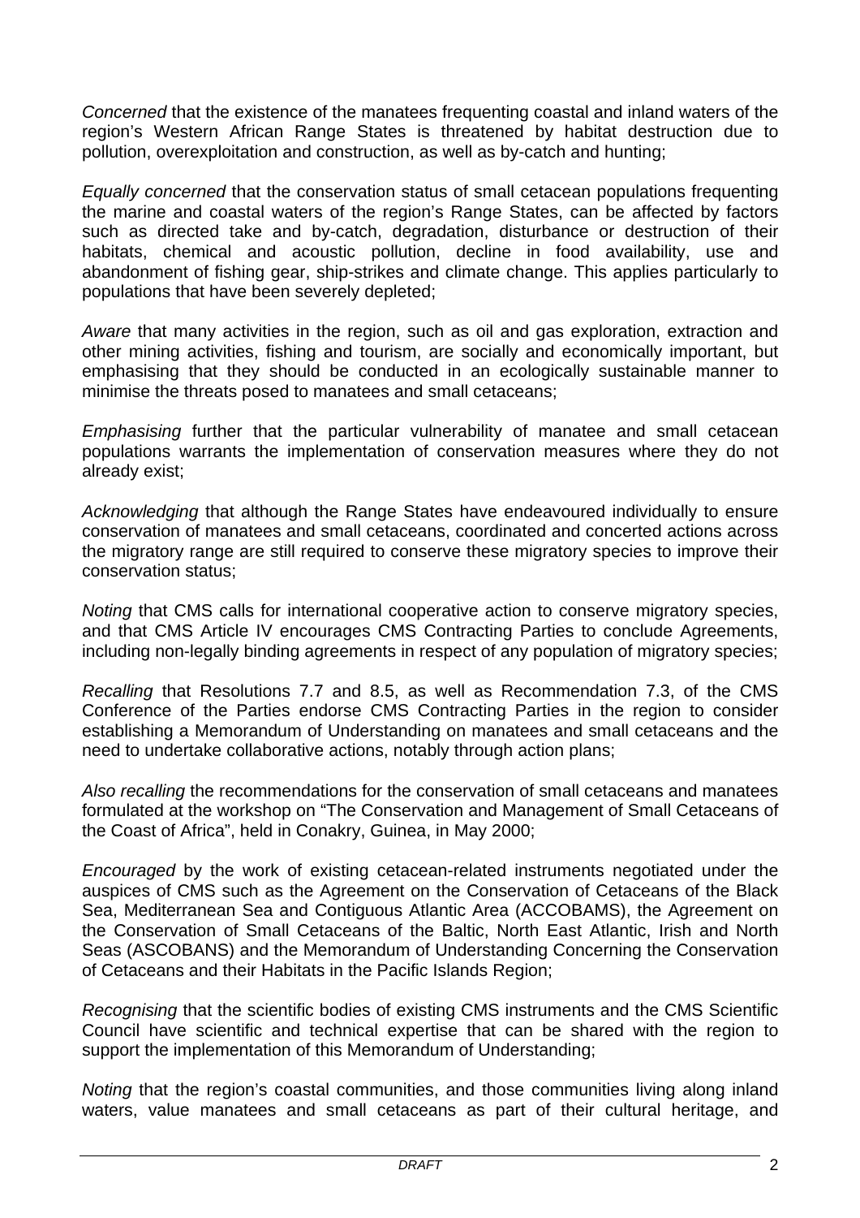*Concerned* that the existence of the manatees frequenting coastal and inland waters of the region's Western African Range States is threatened by habitat destruction due to pollution, overexploitation and construction, as well as by-catch and hunting;

*Equally concerned* that the conservation status of small cetacean populations frequenting the marine and coastal waters of the region's Range States, can be affected by factors such as directed take and by-catch, degradation, disturbance or destruction of their habitats, chemical and acoustic pollution, decline in food availability, use and abandonment of fishing gear, ship-strikes and climate change. This applies particularly to populations that have been severely depleted;

*Aware* that many activities in the region, such as oil and gas exploration, extraction and other mining activities, fishing and tourism, are socially and economically important, but emphasising that they should be conducted in an ecologically sustainable manner to minimise the threats posed to manatees and small cetaceans;

*Emphasising* further that the particular vulnerability of manatee and small cetacean populations warrants the implementation of conservation measures where they do not already exist;

*Acknowledging* that although the Range States have endeavoured individually to ensure conservation of manatees and small cetaceans, coordinated and concerted actions across the migratory range are still required to conserve these migratory species to improve their conservation status;

*Noting* that CMS calls for international cooperative action to conserve migratory species, and that CMS Article IV encourages CMS Contracting Parties to conclude Agreements, including non-legally binding agreements in respect of any population of migratory species;

*Recalling* that Resolutions 7.7 and 8.5, as well as Recommendation 7.3, of the CMS Conference of the Parties endorse CMS Contracting Parties in the region to consider establishing a Memorandum of Understanding on manatees and small cetaceans and the need to undertake collaborative actions, notably through action plans;

*Also recalling* the recommendations for the conservation of small cetaceans and manatees formulated at the workshop on "The Conservation and Management of Small Cetaceans of the Coast of Africa", held in Conakry, Guinea, in May 2000;

*Encouraged* by the work of existing cetacean-related instruments negotiated under the auspices of CMS such as the Agreement on the Conservation of Cetaceans of the Black Sea, Mediterranean Sea and Contiguous Atlantic Area (ACCOBAMS), the Agreement on the Conservation of Small Cetaceans of the Baltic, North East Atlantic, Irish and North Seas (ASCOBANS) and the Memorandum of Understanding Concerning the Conservation of Cetaceans and their Habitats in the Pacific Islands Region;

*Recognising* that the scientific bodies of existing CMS instruments and the CMS Scientific Council have scientific and technical expertise that can be shared with the region to support the implementation of this Memorandum of Understanding;

*Noting* that the region's coastal communities, and those communities living along inland waters, value manatees and small cetaceans as part of their cultural heritage, and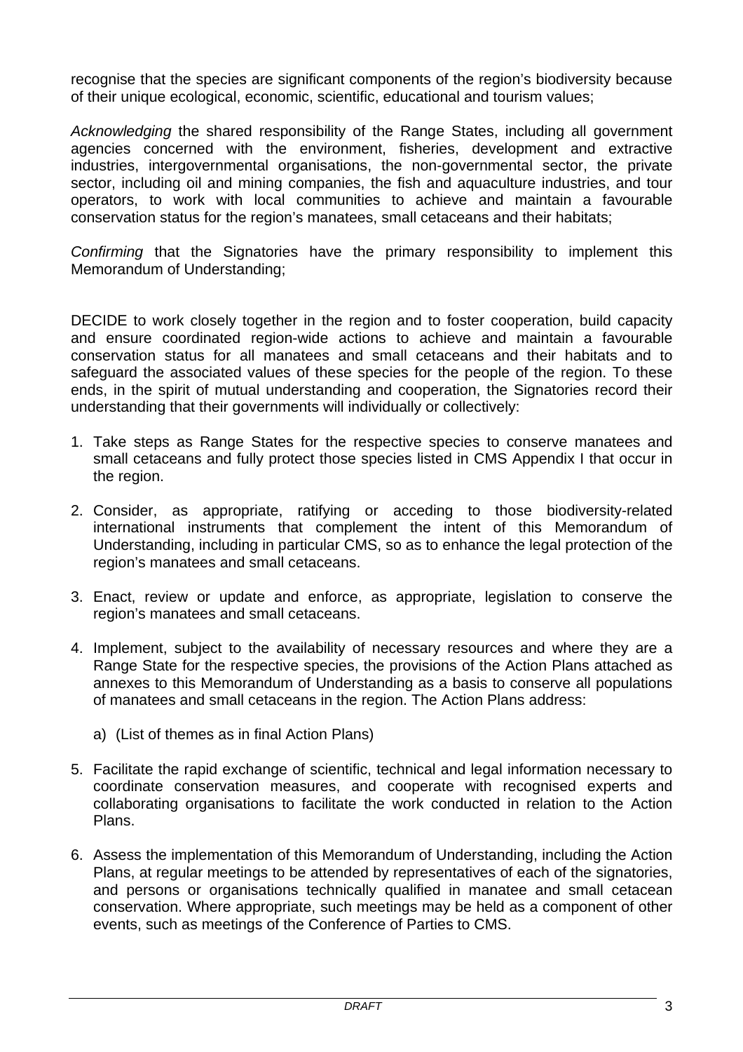recognise that the species are significant components of the region's biodiversity because of their unique ecological, economic, scientific, educational and tourism values;

*Acknowledging* the shared responsibility of the Range States, including all government agencies concerned with the environment, fisheries, development and extractive industries, intergovernmental organisations, the non-governmental sector, the private sector, including oil and mining companies, the fish and aquaculture industries, and tour operators, to work with local communities to achieve and maintain a favourable conservation status for the region's manatees, small cetaceans and their habitats;

*Confirming* that the Signatories have the primary responsibility to implement this Memorandum of Understanding;

DECIDE to work closely together in the region and to foster cooperation, build capacity and ensure coordinated region-wide actions to achieve and maintain a favourable conservation status for all manatees and small cetaceans and their habitats and to safeguard the associated values of these species for the people of the region. To these ends, in the spirit of mutual understanding and cooperation, the Signatories record their understanding that their governments will individually or collectively:

1. Take steps as Range States for the respective species to conserve manatees and small cetaceans and fully protect those species listed in CMS Appendix I that occur in the region.

2. Consider, as appropriate, ratifying or acceding to those biodiversity-related international instruments that complement the intent of this Memorandum of Understanding, including in particular CMS, so as to enhance the legal protection of the region's manatees and small cetaceans.

3. Enact, review or update and enforce, as appropriate, legislation to conserve the region's manatees and small cetaceans.

4. Implement, subject to the availability of necessary resources and where they are a Range State for the respective species, the provisions of the Action Plans attached as annexes to this Memorandum of Understanding as a basis to conserve all populations of manatees and small cetaceans in the region. The Action Plans address:

   a) (List of themes as in final Action Plans)

5. Facilitate the rapid exchange of scientific, technical and legal information necessary to coordinate conservation measures, and cooperate with recognised experts and collaborating organisations to facilitate the work conducted in relation to the Action Plans.

6. Assess the implementation of this Memorandum of Understanding, including the Action Plans, at regular meetings to be attended by representatives of each of the signatories, and persons or organisations technically qualified in manatee and small cetacean conservation. Where appropriate, such meetings may be held as a component of other events, such as meetings of the Conference of Parties to CMS.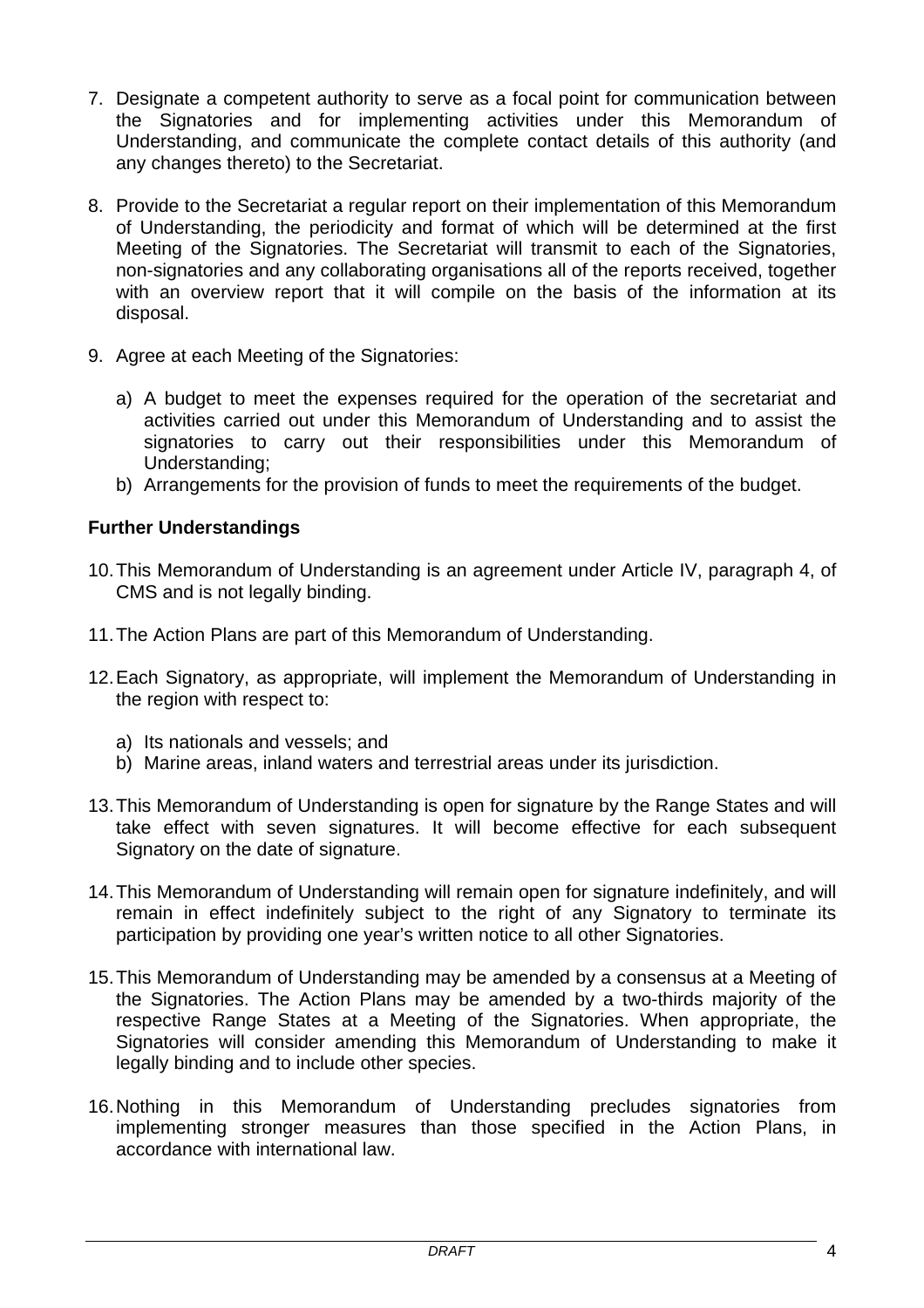7. Designate a competent authority to serve as a focal point for communication between the Signatories and for implementing activities under this Memorandum of Understanding, and communicate the complete contact details of this authority (and any changes thereto) to the Secretariat.

8. Provide to the Secretariat a regular report on their implementation of this Memorandum of Understanding, the periodicity and format of which will be determined at the first Meeting of the Signatories. The Secretariat will transmit to each of the Signatories, non-signatories and any collaborating organisations all of the reports received, together with an overview report that it will compile on the basis of the information at its disposal.

9. Agree at each Meeting of the Signatories:

   a) A budget to meet the expenses required for the operation of the secretariat and activities carried out under this Memorandum of Understanding and to assist the signatories to carry out their responsibilities under this Memorandum of Understanding;
   b) Arrangements for the provision of funds to meet the requirements of the budget.

**Further Understandings**

10. This Memorandum of Understanding is an agreement under Article IV, paragraph 4, of CMS and is not legally binding.

11. The Action Plans are part of this Memorandum of Understanding.

12. Each Signatory, as appropriate, will implement the Memorandum of Understanding in the region with respect to:

    a) Its nationals and vessels; and
    b) Marine areas, inland waters and terrestrial areas under its jurisdiction.

13. This Memorandum of Understanding is open for signature by the Range States and will take effect with seven signatures. It will become effective for each subsequent Signatory on the date of signature.

14. This Memorandum of Understanding will remain open for signature indefinitely, and will remain in effect indefinitely subject to the right of any Signatory to terminate its participation by providing one year's written notice to all other Signatories.

15. This Memorandum of Understanding may be amended by a consensus at a Meeting of the Signatories. The Action Plans may be amended by a two-thirds majority of the respective Range States at a Meeting of the Signatories. When appropriate, the Signatories will consider amending this Memorandum of Understanding to make it legally binding and to include other species.

16. Nothing in this Memorandum of Understanding precludes signatories from implementing stronger measures than those specified in the Action Plans, in accordance with international law.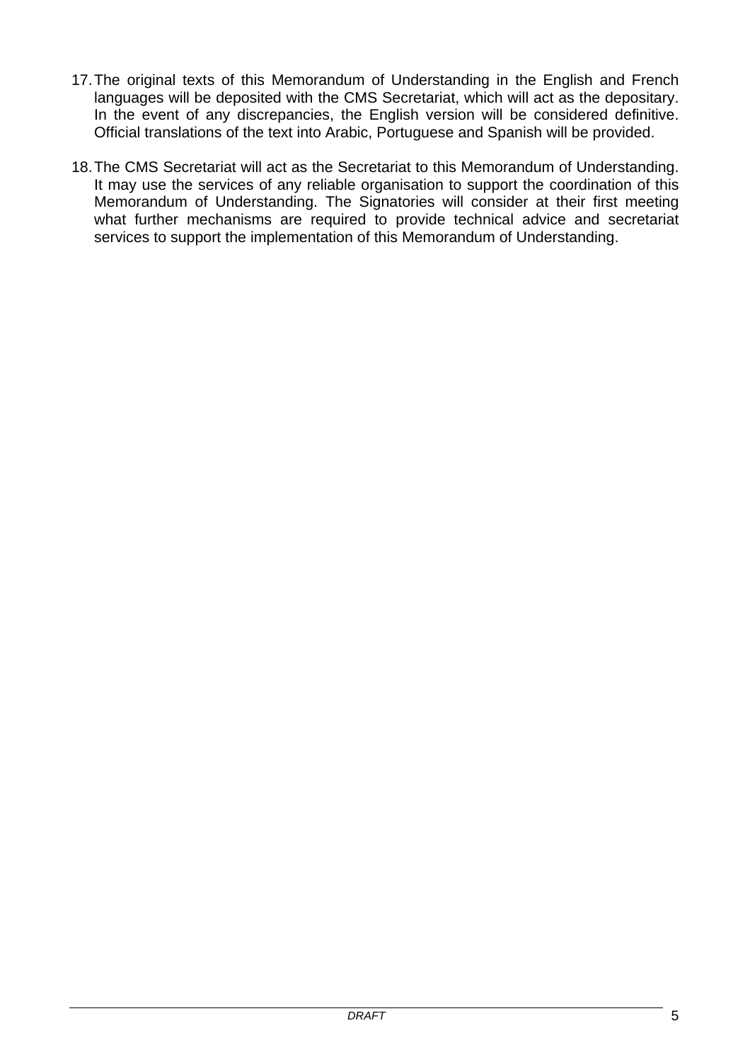17. The original texts of this Memorandum of Understanding in the English and French languages will be deposited with the CMS Secretariat, which will act as the depositary. In the event of any discrepancies, the English version will be considered definitive. Official translations of the text into Arabic, Portuguese and Spanish will be provided.

18. The CMS Secretariat will act as the Secretariat to this Memorandum of Understanding. It may use the services of any reliable organisation to support the coordination of this Memorandum of Understanding. The Signatories will consider at their first meeting what further mechanisms are required to provide technical advice and secretariat services to support the implementation of this Memorandum of Understanding.